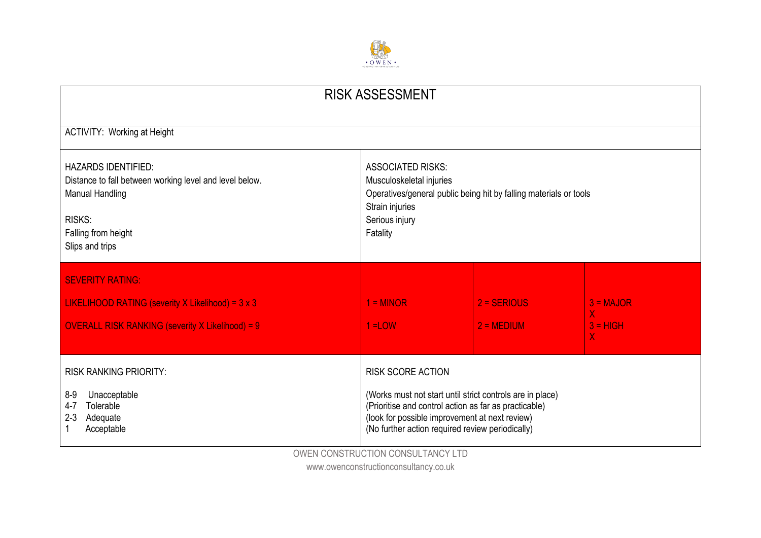# RISK ASSESSMENT

| | | | |
|---|---|---|---|
| ACTIVITY: Working at Height | | | |
| HAZARDS IDENTIFIED:<br>Distance to fall between working level and level below.<br>Manual Handling<br><br>RISKS:<br>Falling from height<br>Slips and trips | ASSOCIATED RISKS:<br>Musculoskeletal injuries<br>Operatives/general public being hit by falling materials or tools<br>Strain injuries<br>Serious injury<br>Fatality | | |
| SEVERITY RATING:<br><br>LIKELIHOOD RATING (severity X Likelihood) = 3 x 3<br><br>OVERALL RISK RANKING (severity X Likelihood) = 9 | 1 = MINOR<br><br>1 =LOW | 2 = SERIOUS<br><br>2 = MEDIUM | 3 = MAJOR<br>X<br>3 = HIGH<br>X |
| RISK RANKING PRIORITY:<br><br>8-9 Unacceptable<br>4-7 Tolerable<br>2-3 Adequate<br>1 Acceptable | RISK SCORE ACTION<br><br>(Works must not start until strict controls are in place)<br>(Prioritise and control action as far as practicable)<br>(look for possible improvement at next review)<br>(No further action required review periodically) | | |

OWEN CONSTRUCTION CONSULTANCY LTD

www.owenconstructionconsultancy.co.uk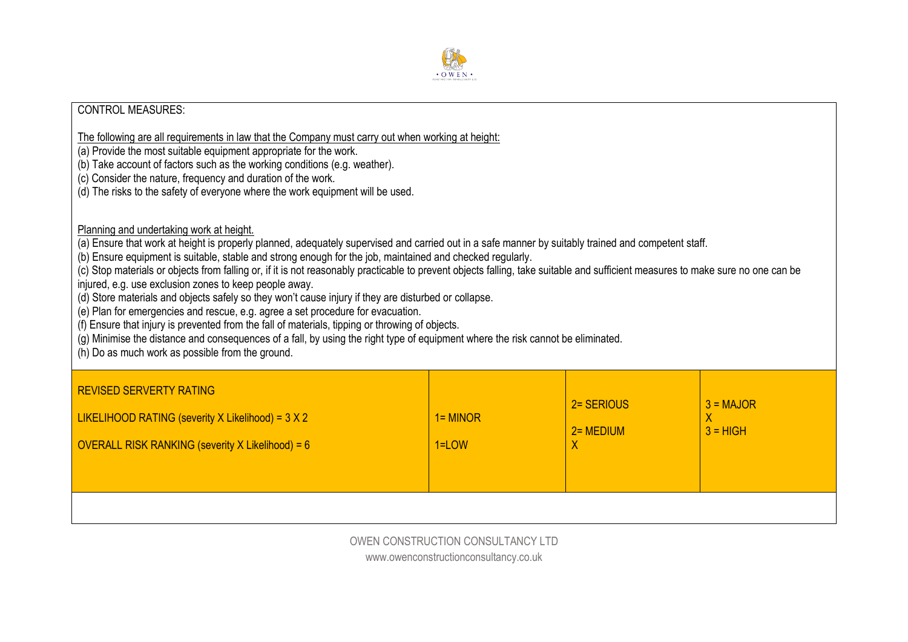CONTROL MEASURES:

The following are all requirements in law that the Company must carry out when working at height:

(a) Provide the most suitable equipment appropriate for the work.
(b) Take account of factors such as the working conditions (e.g. weather).
(c) Consider the nature, frequency and duration of the work.
(d) The risks to the safety of everyone where the work equipment will be used.

Planning and undertaking work at height.

(a) Ensure that work at height is properly planned, adequately supervised and carried out in a safe manner by suitably trained and competent staff.
(b) Ensure equipment is suitable, stable and strong enough for the job, maintained and checked regularly.
(c) Stop materials or objects from falling or, if it is not reasonably practicable to prevent objects falling, take suitable and sufficient measures to make sure no one can be injured, e.g. use exclusion zones to keep people away.
(d) Store materials and objects safely so they won't cause injury if they are disturbed or collapse.
(e) Plan for emergencies and rescue, e.g. agree a set procedure for evacuation.
(f) Ensure that injury is prevented from the fall of materials, tipping or throwing of objects.
(g) Minimise the distance and consequences of a fall, by using the right type of equipment where the risk cannot be eliminated.
(h) Do as much work as possible from the ground.

| | | | |
|---|---|---|---|
| REVISED SERVERTY RATING<br>LIKELIHOOD RATING (severity X Likelihood) = 3 X 2<br>OVERALL RISK RANKING (severity X Likelihood) = 6 | 1= MINOR<br>1=LOW | 2= SERIOUS<br>2= MEDIUM<br>X | 3 = MAJOR<br>X<br>3 = HIGH |

OWEN CONSTRUCTION CONSULTANCY LTD
www.owenconstructionconsultancy.co.uk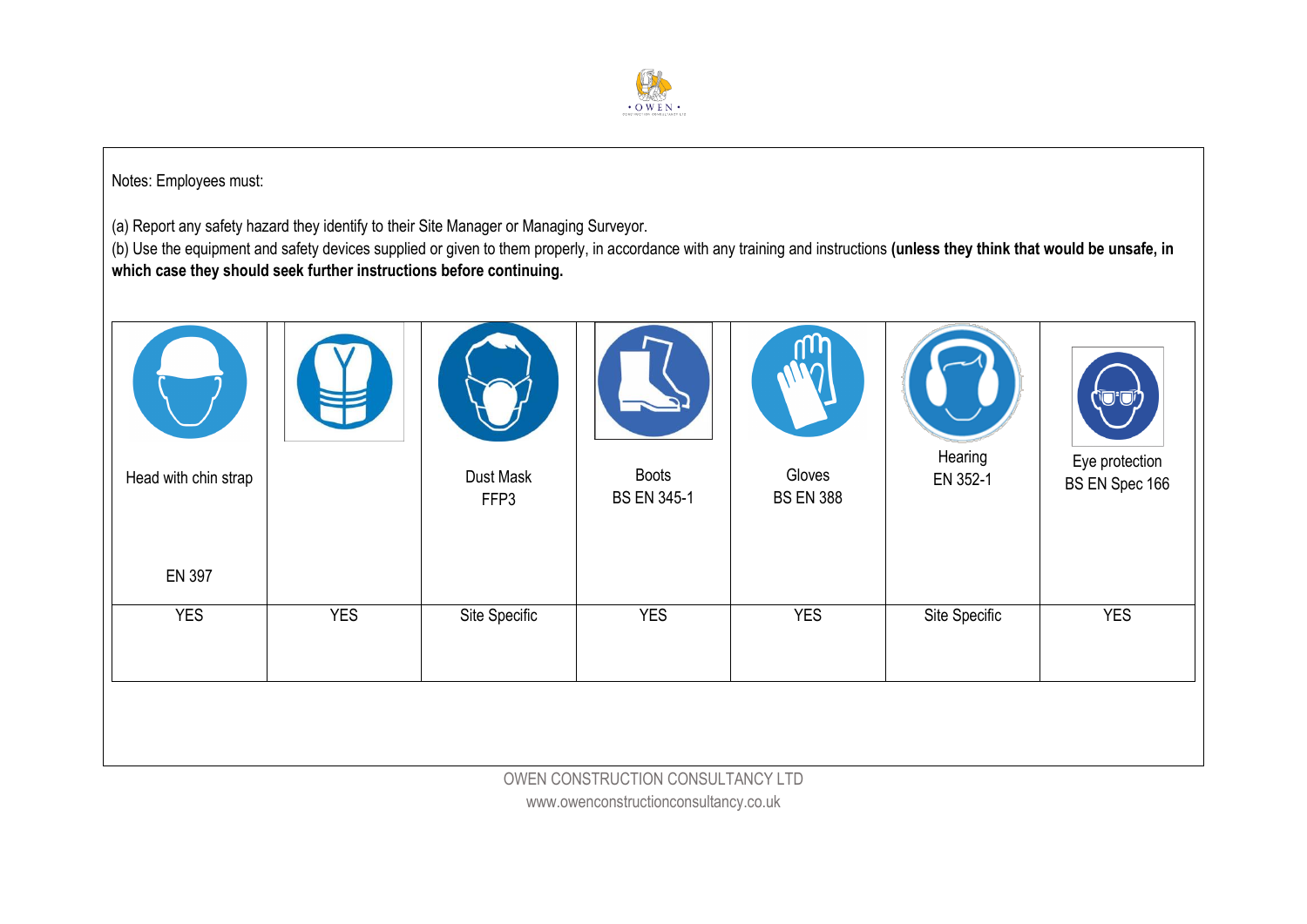Notes: Employees must:

(a) Report any safety hazard they identify to their Site Manager or Managing Surveyor.
(b) Use the equipment and safety devices supplied or given to them properly, in accordance with any training and instructions **(unless they think that would be unsafe, in which case they should seek further instructions before continuing.**

| | | | | | | |
|---|---|---|---|---|---|---|
| Head with chin strap<br><br>EN 397 | | Dust Mask<br>FFP3 | Boots<br>BS EN 345-1 | Gloves<br>BS EN 388 | Hearing<br>EN 352-1 | Eye protection<br>BS EN Spec 166 |
| YES | YES | Site Specific | YES | YES | Site Specific | YES |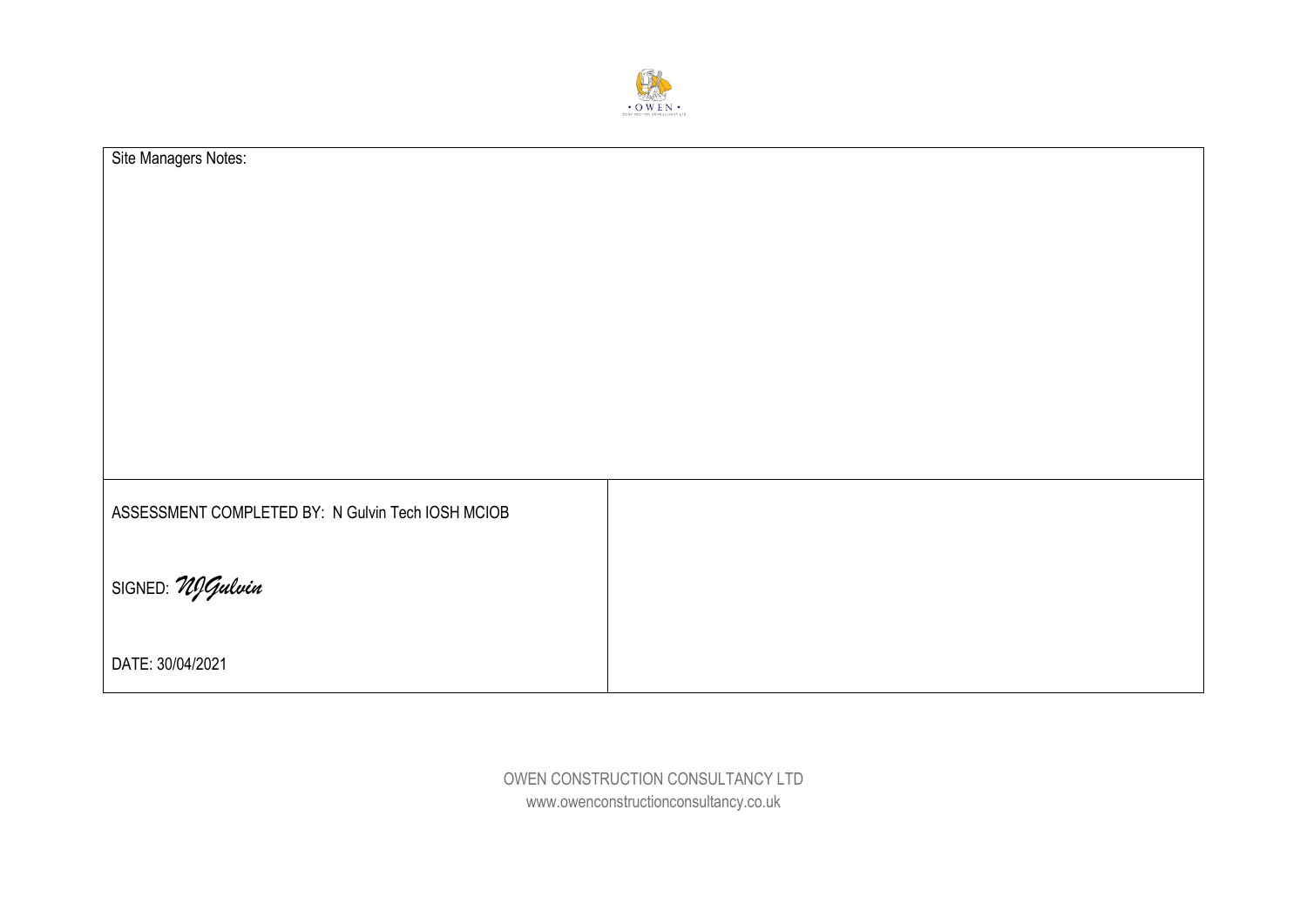| Site Managers Notes: | |
| --- | --- |
| ASSESSMENT COMPLETED BY: N Gulvin Tech IOSH MCIOB<br><br>SIGNED: *NJGulvin*<br><br>DATE: 30/04/2021 | |

OWEN CONSTRUCTION CONSULTANCY LTD
www.owenconstructionconsultancy.co.uk